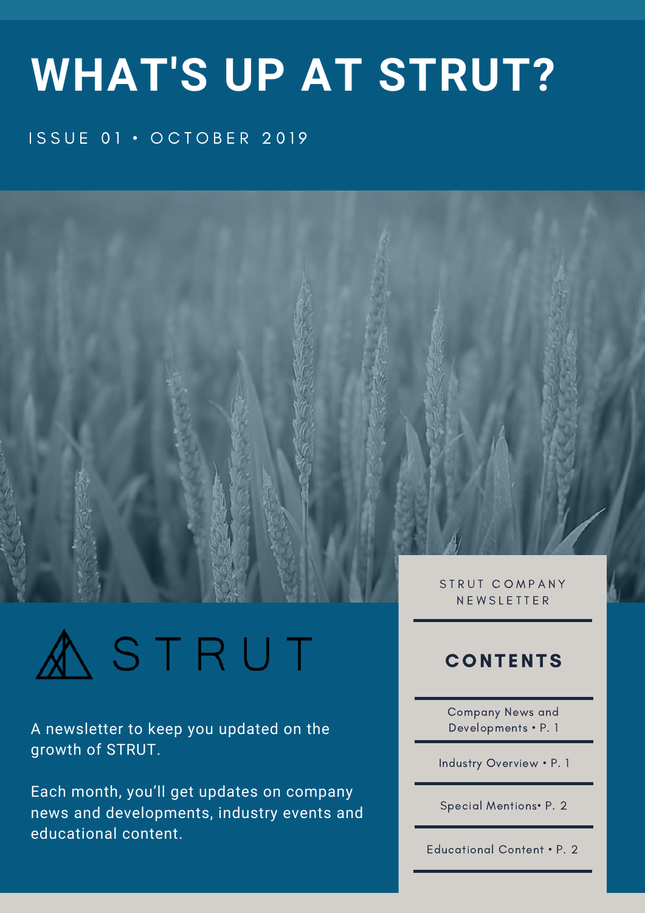# WHAT'S UP AT STRUT?

ISSUE 01 • OCTOBER 2019

STRUT

A newsletter to keep you updated on the growth of STRUT.

Each month, you'll get updates on company news and developments, industry events and educational content.

STRUT COMPANY NEWSLETTER

## CONTENTS

- Company News and Developments • P. 1
- Industry Overview • P. 1
- Special Mentions• P. 2
- Educational Content • P. 2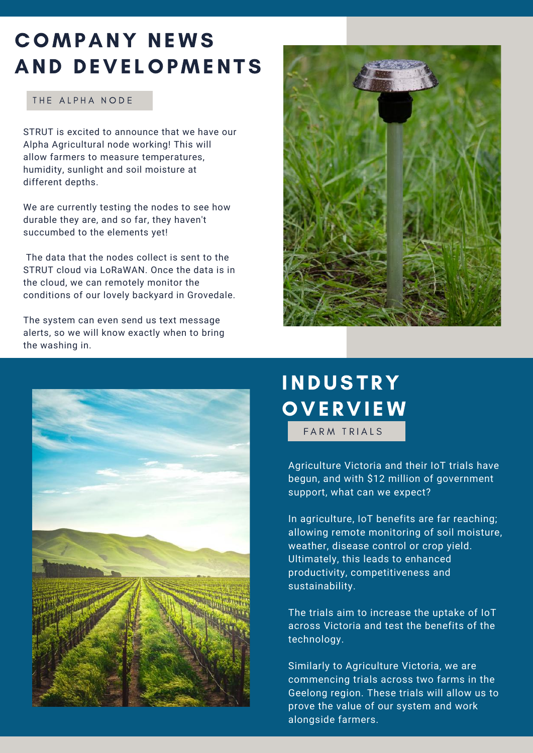# COMPANY NEWS AND DEVELOPMENTS

## THE ALPHA NODE

STRUT is excited to announce that we have our Alpha Agricultural node working! This will allow farmers to measure temperatures, humidity, sunlight and soil moisture at different depths.

We are currently testing the nodes to see how durable they are, and so far, they haven't succumbed to the elements yet!

The data that the nodes collect is sent to the STRUT cloud via LoRaWAN. Once the data is in the cloud, we can remotely monitor the conditions of our lovely backyard in Grovedale.

The system can even send us text message alerts, so we will know exactly when to bring the washing in.

# INDUSTRY OVERVIEW

## FARM TRIALS

Agriculture Victoria and their IoT trials have begun, and with $12 million of government support, what can we expect?

In agriculture, IoT benefits are far reaching; allowing remote monitoring of soil moisture, weather, disease control or crop yield. Ultimately, this leads to enhanced productivity, competitiveness and sustainability.

The trials aim to increase the uptake of IoT across Victoria and test the benefits of the technology.

Similarly to Agriculture Victoria, we are commencing trials across two farms in the Geelong region. These trials will allow us to prove the value of our system and work alongside farmers.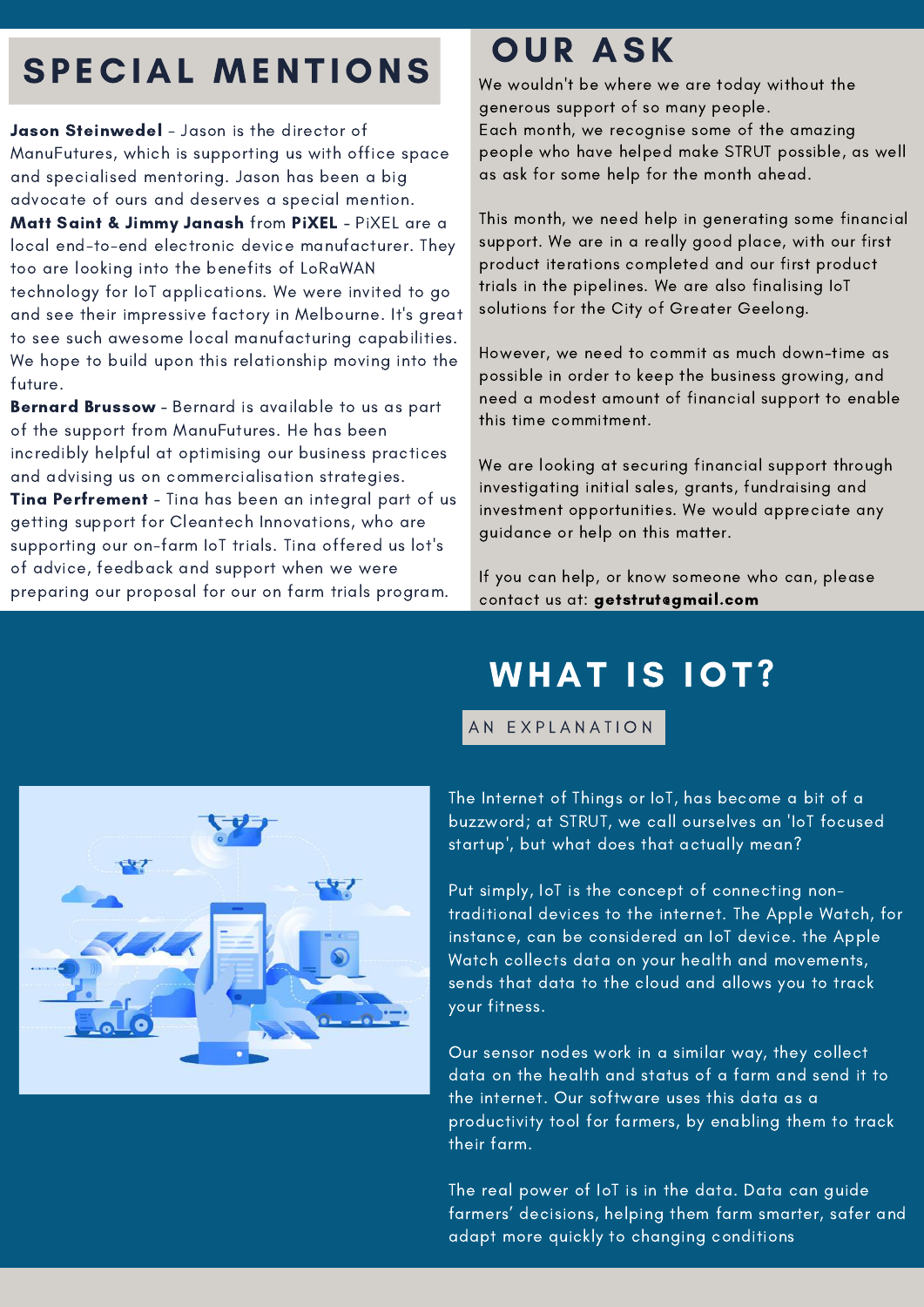## SPECIAL MENTIONS

**Jason Steinwedel** - Jason is the director of ManuFutures, which is supporting us with office space and specialised mentoring. Jason has been a big advocate of ours and deserves a special mention.

**Matt Saint & Jimmy Janash** from **PiXEL** - PiXEL are a local end-to-end electronic device manufacturer. They too are looking into the benefits of LoRaWAN technology for IoT applications. We were invited to go and see their impressive factory in Melbourne. It's great to see such awesome local manufacturing capabilities. We hope to build upon this relationship moving into the future.

**Bernard Brussow** - Bernard is available to us as part of the support from ManuFutures. He has been incredibly helpful at optimising our business practices and advising us on commercialisation strategies.

**Tina Perfrement** - Tina has been an integral part of us getting support for Cleantech Innovations, who are supporting our on-farm IoT trials. Tina offered us lot's of advice, feedback and support when we were preparing our proposal for our on farm trials program.

## OUR ASK

We wouldn't be where we are today without the generous support of so many people.
Each month, we recognise some of the amazing people who have helped make STRUT possible, as well as ask for some help for the month ahead.

This month, we need help in generating some financial support. We are in a really good place, with our first product iterations completed and our first product trials in the pipelines. We are also finalising IoT solutions for the City of Greater Geelong.

However, we need to commit as much down-time as possible in order to keep the business growing, and need a modest amount of financial support to enable this time commitment.

We are looking at securing financial support through investigating initial sales, grants, fundraising and investment opportunities. We would appreciate any guidance or help on this matter.

If you can help, or know someone who can, please contact us at: **getstrut@gmail.com**

## WHAT IS IOT?

AN EXPLANATION

The Internet of Things or IoT, has become a bit of a buzzword; at STRUT, we call ourselves an 'IoT focused startup', but what does that actually mean?

Put simply, IoT is the concept of connecting non-traditional devices to the internet. The Apple Watch, for instance, can be considered an IoT device. the Apple Watch collects data on your health and movements, sends that data to the cloud and allows you to track your fitness.

Our sensor nodes work in a similar way, they collect data on the health and status of a farm and send it to the internet. Our software uses this data as a productivity tool for farmers, by enabling them to track their farm.

The real power of IoT is in the data. Data can guide farmers' decisions, helping them farm smarter, safer and adapt more quickly to changing conditions